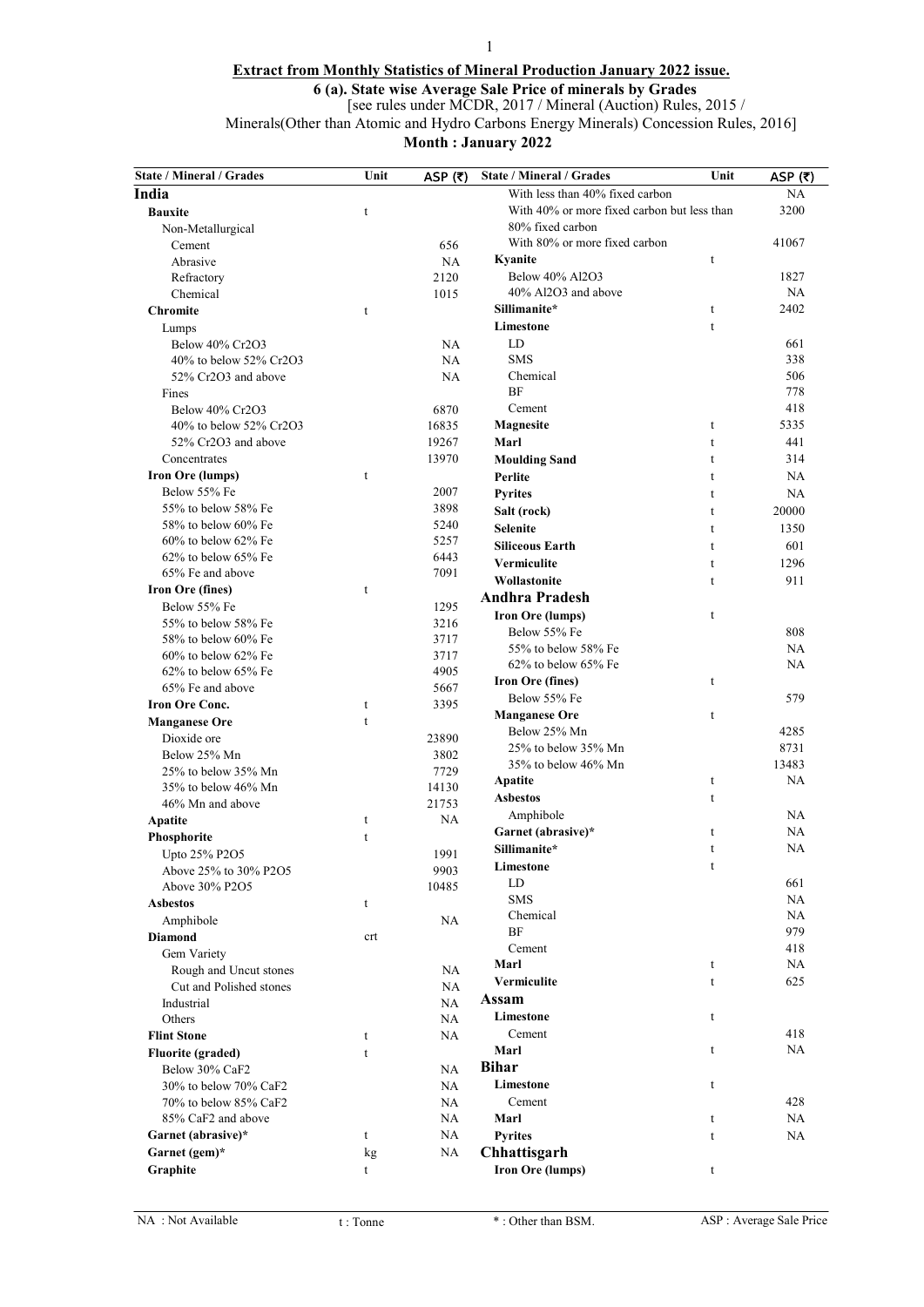**Extract from Monthly Statistics of Mineral Production January 2022 issue.**

**6 (a). State wise Average Sale Price of minerals by Grades**

[see rules under MCDR, 2017 / Mineral (Auction) Rules, 2015 / Minerals(Other than Atomic and Hydro Carbons Energy Minerals) Concession Rules, 2016]

**Month : January 2022**

| State / Mineral / Grades | Unit | ASP (₹) |
|---|---|---|
| **India** | | |
| **Bauxite** | t | |
| Non-Metallurgical | | |
| Cement | | 656 |
| Abrasive | | NA |
| Refractory | | 2120 |
| Chemical | | 1015 |
| **Chromite** | t | |
| Lumps | | |
| Below 40% $Cr_2O_3$ | | NA |
| 40% to below 52% $Cr_2O_3$ | | NA |
| 52% $Cr_2O_3$ and above | | NA |
| Fines | | |
| Below 40% $Cr_2O_3$ | | 6870 |
| 40% to below 52% $Cr_2O_3$ | | 16835 |
| 52% $Cr_2O_3$ and above | | 19267 |
| Concentrates | | 13970 |
| **Iron Ore (lumps)** | t | |
| Below 55% Fe | | 2007 |
| 55% to below 58% Fe | | 3898 |
| 58% to below 60% Fe | | 5240 |
| 60% to below 62% Fe | | 5257 |
| 62% to below 65% Fe | | 6443 |
| 65% Fe and above | | 7091 |
| **Iron Ore (fines)** | t | |
| Below 55% Fe | | 1295 |
| 55% to below 58% Fe | | 3216 |
| 58% to below 60% Fe | | 3717 |
| 60% to below 62% Fe | | 3717 |
| 62% to below 65% Fe | | 4905 |
| 65% Fe and above | | 5667 |
| **Iron Ore Conc.** | t | 3395 |
| **Manganese Ore** | t | |
| Dioxide ore | | 23890 |
| Below 25% Mn | | 3802 |
| 25% to below 35% Mn | | 7729 |
| 35% to below 46% Mn | | 14130 |
| 46% Mn and above | | 21753 |
| **Apatite** | t | NA |
| **Phosphorite** | t | |
| Upto 25% $P_2O_5$ | | 1991 |
| Above 25% to 30% $P_2O_5$ | | 9903 |
| Above 30% $P_2O_5$ | | 10485 |
| **Asbestos** | t | |
| Amphibole | | NA |
| **Diamond** | crt | |
| Gem Variety | | |
| Rough and Uncut stones | | NA |
| Cut and Polished stones | | NA |
| Industrial | | NA |
| Others | | NA |
| **Flint Stone** | t | NA |
| **Fluorite (graded)** | t | |
| Below 30% $CaF_2$ | | NA |
| 30% to below 70% $CaF_2$ | | NA |
| 70% to below 85% $CaF_2$ | | NA |
| 85% $CaF_2$ and above | | NA |
| **Garnet (abrasive)*** | t | NA |
| **Garnet (gem)*** | kg | NA |
| **Graphite** | t | |
| With less than 40% fixed carbon | | NA |
| With 40% or more fixed carbon but less than 80% fixed carbon | | 3200 |
| With 80% or more fixed carbon | | 41067 |
| **Kyanite** | t | |
| Below 40% $Al_2O_3$ | | 1827 |
| 40% $Al_2O_3$ and above | | NA |
| **Sillimanite*** | t | 2402 |
| **Limestone** | t | |
| LD | | 661 |
| SMS | | 338 |
| Chemical | | 506 |
| BF | | 778 |
| Cement | | 418 |
| **Magnesite** | t | 5335 |
| **Marl** | t | 441 |
| **Moulding Sand** | t | 314 |
| **Perlite** | t | NA |
| **Pyrites** | t | NA |
| **Salt (rock)** | t | 20000 |
| **Selenite** | t | 1350 |
| **Siliceous Earth** | t | 601 |
| **Vermiculite** | t | 1296 |
| **Wollastonite** | t | 911 |
| **Andhra Pradesh** | | |
| **Iron Ore (lumps)** | t | |
| Below 55% Fe | | 808 |
| 55% to below 58% Fe | | NA |
| 62% to below 65% Fe | | NA |
| **Iron Ore (fines)** | t | |
| Below 55% Fe | | 579 |
| **Manganese Ore** | t | |
| Below 25% Mn | | 4285 |
| 25% to below 35% Mn | | 8731 |
| 35% to below 46% Mn | | 13483 |
| **Apatite** | t | NA |
| **Asbestos** | t | |
| Amphibole | | NA |
| **Garnet (abrasive)*** | t | NA |
| **Sillimanite*** | t | NA |
| **Limestone** | t | |
| LD | | 661 |
| SMS | | NA |
| Chemical | | NA |
| BF | | 979 |
| Cement | | 418 |
| **Marl** | t | NA |
| **Vermiculite** | t | 625 |
| **Assam** | | |
| **Limestone** | t | |
| Cement | | 418 |
| **Marl** | t | NA |
| **Bihar** | | |
| **Limestone** | t | |
| Cement | | 428 |
| **Marl** | t | NA |
| **Pyrites** | t | NA |
| **Chhattisgarh** | | |
| **Iron Ore (lumps)** | t | |

NA : Not Available &nbsp;&nbsp; t : Tonne &nbsp;&nbsp; * : Other than BSM. &nbsp;&nbsp; ASP : Average Sale Price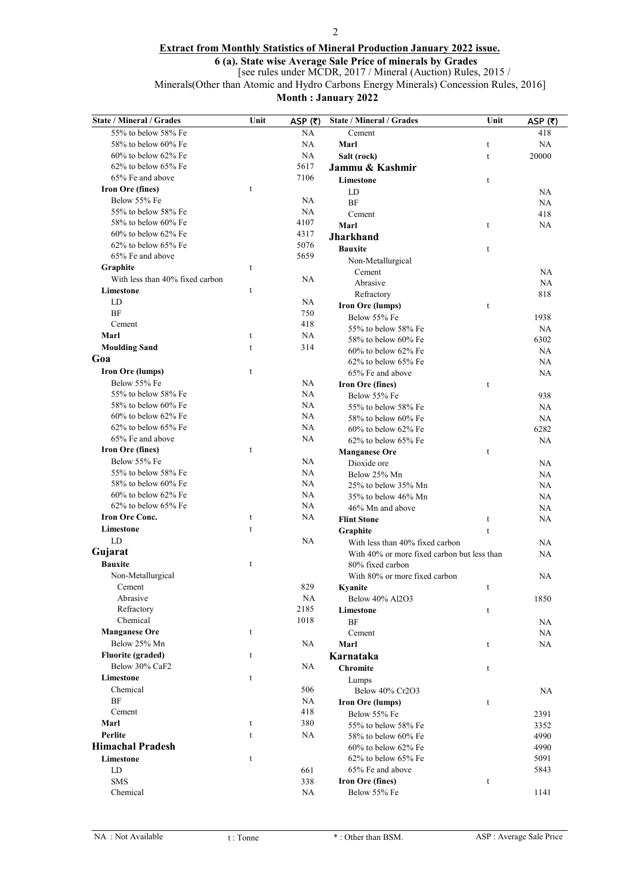**Extract from Monthly Statistics of Mineral Production January 2022 issue.**

**6 (a). State wise Average Sale Price of minerals by Grades**

[see rules under MCDR, 2017 / Mineral (Auction) Rules, 2015 / Minerals(Other than Atomic and Hydro Carbons Energy Minerals) Concession Rules, 2016]

**Month : January 2022**

| State / Mineral / Grades | Unit | ASP (₹) |
|---|---|---|
| 55% to below 58% Fe | | NA |
| 58% to below 60% Fe | | NA |
| 60% to below 62% Fe | | NA |
| 62% to below 65% Fe | | 5617 |
| 65% Fe and above | | 7106 |
| **Iron Ore (fines)** | t | |
| Below 55% Fe | | NA |
| 55% to below 58% Fe | | NA |
| 58% to below 60% Fe | | 4107 |
| 60% to below 62% Fe | | 4317 |
| 62% to below 65% Fe | | 5076 |
| 65% Fe and above | | 5659 |
| **Graphite** | t | |
| With less than 40% fixed carbon | | NA |
| **Limestone** | t | |
| LD | | NA |
| BF | | 750 |
| Cement | | 418 |
| **Marl** | t | NA |
| **Moulding Sand** | t | 314 |
| **Goa** | | |
| **Iron Ore (lumps)** | t | |
| Below 55% Fe | | NA |
| 55% to below 58% Fe | | NA |
| 58% to below 60% Fe | | NA |
| 60% to below 62% Fe | | NA |
| 62% to below 65% Fe | | NA |
| 65% Fe and above | | NA |
| **Iron Ore (fines)** | t | |
| Below 55% Fe | | NA |
| 55% to below 58% Fe | | NA |
| 58% to below 60% Fe | | NA |
| 60% to below 62% Fe | | NA |
| 62% to below 65% Fe | | NA |
| **Iron Ore Conc.** | t | NA |
| **Limestone** | t | |
| LD | | NA |
| **Gujarat** | | |
| **Bauxite** | t | |
| Non-Metallurgical | | |
| Cement | | 829 |
| Abrasive | | NA |
| Refractory | | 2185 |
| Chemical | | 1018 |
| **Manganese Ore** | t | |
| Below 25% Mn | | NA |
| **Fluorite (graded)** | t | |
| Below 30% CaF2 | | NA |
| **Limestone** | t | |
| Chemical | | 506 |
| BF | | NA |
| Cement | | 418 |
| **Marl** | t | 380 |
| **Perlite** | t | NA |
| **Himachal Pradesh** | | |
| **Limestone** | t | |
| LD | | 661 |
| SMS | | 338 |
| Chemical | | NA |
| Cement | | 418 |
| **Marl** | t | NA |
| **Salt (rock)** | t | 20000 |
| **Jammu & Kashmir** | | |
| **Limestone** | t | |
| LD | | NA |
| BF | | NA |
| Cement | | 418 |
| **Marl** | t | NA |
| **Jharkhand** | | |
| **Bauxite** | t | |
| Non-Metallurgical | | |
| Cement | | NA |
| Abrasive | | NA |
| Refractory | | 818 |
| **Iron Ore (lumps)** | t | |
| Below 55% Fe | | 1938 |
| 55% to below 58% Fe | | NA |
| 58% to below 60% Fe | | 6302 |
| 60% to below 62% Fe | | NA |
| 62% to below 65% Fe | | NA |
| 65% Fe and above | | NA |
| **Iron Ore (fines)** | t | |
| Below 55% Fe | | 938 |
| 55% to below 58% Fe | | NA |
| 58% to below 60% Fe | | NA |
| 60% to below 62% Fe | | 6282 |
| 62% to below 65% Fe | | NA |
| **Manganese Ore** | t | |
| Dioxide ore | | NA |
| Below 25% Mn | | NA |
| 25% to below 35% Mn | | NA |
| 35% to below 46% Mn | | NA |
| 46% Mn and above | | NA |
| **Flint Stone** | t | NA |
| **Graphite** | t | |
| With less than 40% fixed carbon | | NA |
| With 40% or more fixed carbon but less than 80% fixed carbon | | NA |
| With 80% or more fixed carbon | | NA |
| **Kyanite** | t | |
| Below 40% Al2O3 | | 1850 |
| **Limestone** | t | |
| BF | | NA |
| Cement | | NA |
| **Marl** | t | NA |
| **Karnataka** | | |
| **Chromite** | t | |
| Lumps | | |
| Below 40% Cr2O3 | | NA |
| **Iron Ore (lumps)** | t | |
| Below 55% Fe | | 2391 |
| 55% to below 58% Fe | | 3352 |
| 58% to below 60% Fe | | 4990 |
| 60% to below 62% Fe | | 4990 |
| 62% to below 65% Fe | | 5091 |
| 65% Fe and above | | 5843 |
| **Iron Ore (fines)** | t | |
| Below 55% Fe | | 1141 |

NA : Not Available    t : Tonne    * : Other than BSM.    ASP : Average Sale Price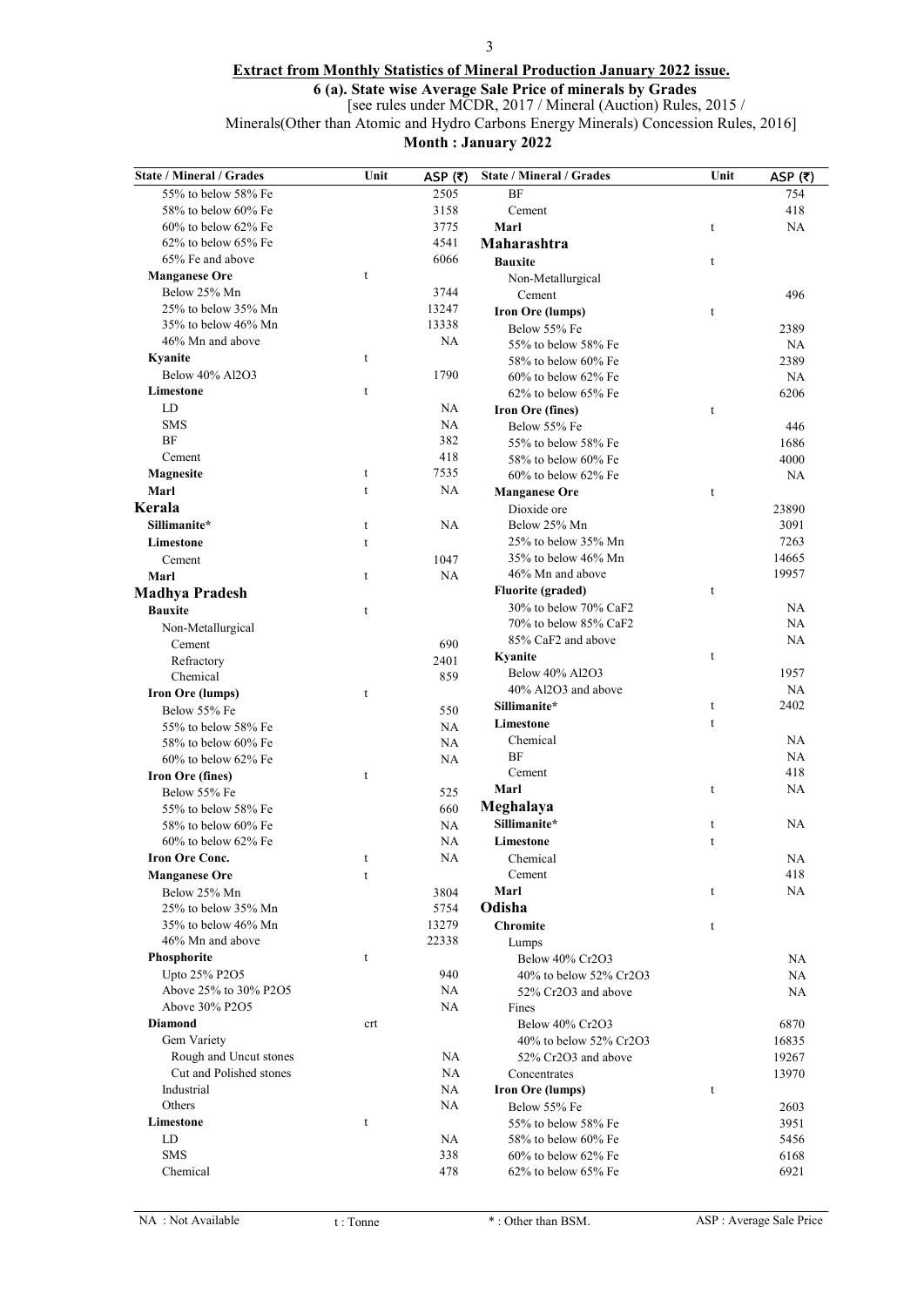**Extract from Monthly Statistics of Mineral Production January 2022 issue.**

**6 (a). State wise Average Sale Price of minerals by Grades**

[see rules under MCDR, 2017 / Mineral (Auction) Rules, 2015 / Minerals(Other than Atomic and Hydro Carbons Energy Minerals) Concession Rules, 2016]

**Month : January 2022**

| State / Mineral / Grades | Unit | ASP (₹) |
|---|---|---|
| 55% to below 58% Fe | | 2505 |
| 58% to below 60% Fe | | 3158 |
| 60% to below 62% Fe | | 3775 |
| 62% to below 65% Fe | | 4541 |
| 65% Fe and above | | 6066 |
| **Manganese Ore** | t | |
| Below 25% Mn | | 3744 |
| 25% to below 35% Mn | | 13247 |
| 35% to below 46% Mn | | 13338 |
| 46% Mn and above | | NA |
| **Kyanite** | t | |
| Below 40% Al2O3 | | 1790 |
| **Limestone** | t | |
| LD | | NA |
| SMS | | NA |
| BF | | 382 |
| Cement | | 418 |
| **Magnesite** | t | 7535 |
| **Marl** | t | NA |
| **Kerala** | | |
| **Sillimanite*** | t | NA |
| **Limestone** | t | |
| Cement | | 1047 |
| **Marl** | t | NA |
| **Madhya Pradesh** | | |
| **Bauxite** | t | |
| Non-Metallurgical | | |
| Cement | | 690 |
| Refractory | | 2401 |
| Chemical | | 859 |
| **Iron Ore (lumps)** | t | |
| Below 55% Fe | | 550 |
| 55% to below 58% Fe | | NA |
| 58% to below 60% Fe | | NA |
| 60% to below 62% Fe | | NA |
| **Iron Ore (fines)** | t | |
| Below 55% Fe | | 525 |
| 55% to below 58% Fe | | 660 |
| 58% to below 60% Fe | | NA |
| 60% to below 62% Fe | | NA |
| **Iron Ore Conc.** | t | NA |
| **Manganese Ore** | t | |
| Below 25% Mn | | 3804 |
| 25% to below 35% Mn | | 5754 |
| 35% to below 46% Mn | | 13279 |
| 46% Mn and above | | 22338 |
| **Phosphorite** | t | |
| Upto 25% P2O5 | | 940 |
| Above 25% to 30% P2O5 | | NA |
| Above 30% P2O5 | | NA |
| **Diamond** | crt | |
| Gem Variety | | |
| Rough and Uncut stones | | NA |
| Cut and Polished stones | | NA |
| Industrial | | NA |
| Others | | NA |
| **Limestone** | t | |
| LD | | NA |
| SMS | | 338 |
| Chemical | | 478 |
| BF | | 754 |
| Cement | | 418 |
| **Marl** | t | NA |
| **Maharashtra** | | |
| **Bauxite** | t | |
| Non-Metallurgical | | |
| Cement | | 496 |
| **Iron Ore (lumps)** | t | |
| Below 55% Fe | | 2389 |
| 55% to below 58% Fe | | NA |
| 58% to below 60% Fe | | 2389 |
| 60% to below 62% Fe | | NA |
| 62% to below 65% Fe | | 6206 |
| **Iron Ore (fines)** | t | |
| Below 55% Fe | | 446 |
| 55% to below 58% Fe | | 1686 |
| 58% to below 60% Fe | | 4000 |
| 60% to below 62% Fe | | NA |
| **Manganese Ore** | t | |
| Dioxide ore | | 23890 |
| Below 25% Mn | | 3091 |
| 25% to below 35% Mn | | 7263 |
| 35% to below 46% Mn | | 14665 |
| 46% Mn and above | | 19957 |
| **Fluorite (graded)** | t | |
| 30% to below 70% CaF2 | | NA |
| 70% to below 85% CaF2 | | NA |
| 85% CaF2 and above | | NA |
| **Kyanite** | t | |
| Below 40% Al2O3 | | 1957 |
| 40% Al2O3 and above | | NA |
| **Sillimanite*** | t | 2402 |
| **Limestone** | t | |
| Chemical | | NA |
| BF | | NA |
| Cement | | 418 |
| **Marl** | t | NA |
| **Meghalaya** | | |
| **Sillimanite*** | t | NA |
| **Limestone** | t | |
| Chemical | | NA |
| Cement | | 418 |
| **Marl** | t | NA |
| **Odisha** | | |
| **Chromite** | t | |
| Lumps | | |
| Below 40% Cr2O3 | | NA |
| 40% to below 52% Cr2O3 | | NA |
| 52% Cr2O3 and above | | NA |
| Fines | | |
| Below 40% Cr2O3 | | 6870 |
| 40% to below 52% Cr2O3 | | 16835 |
| 52% Cr2O3 and above | | 19267 |
| Concentrates | | 13970 |
| **Iron Ore (lumps)** | t | |
| Below 55% Fe | | 2603 |
| 55% to below 58% Fe | | 3951 |
| 58% to below 60% Fe | | 5456 |
| 60% to below 62% Fe | | 6168 |
| 62% to below 65% Fe | | 6921 |

NA : Not Available    t : Tonne    * : Other than BSM.    ASP : Average Sale Price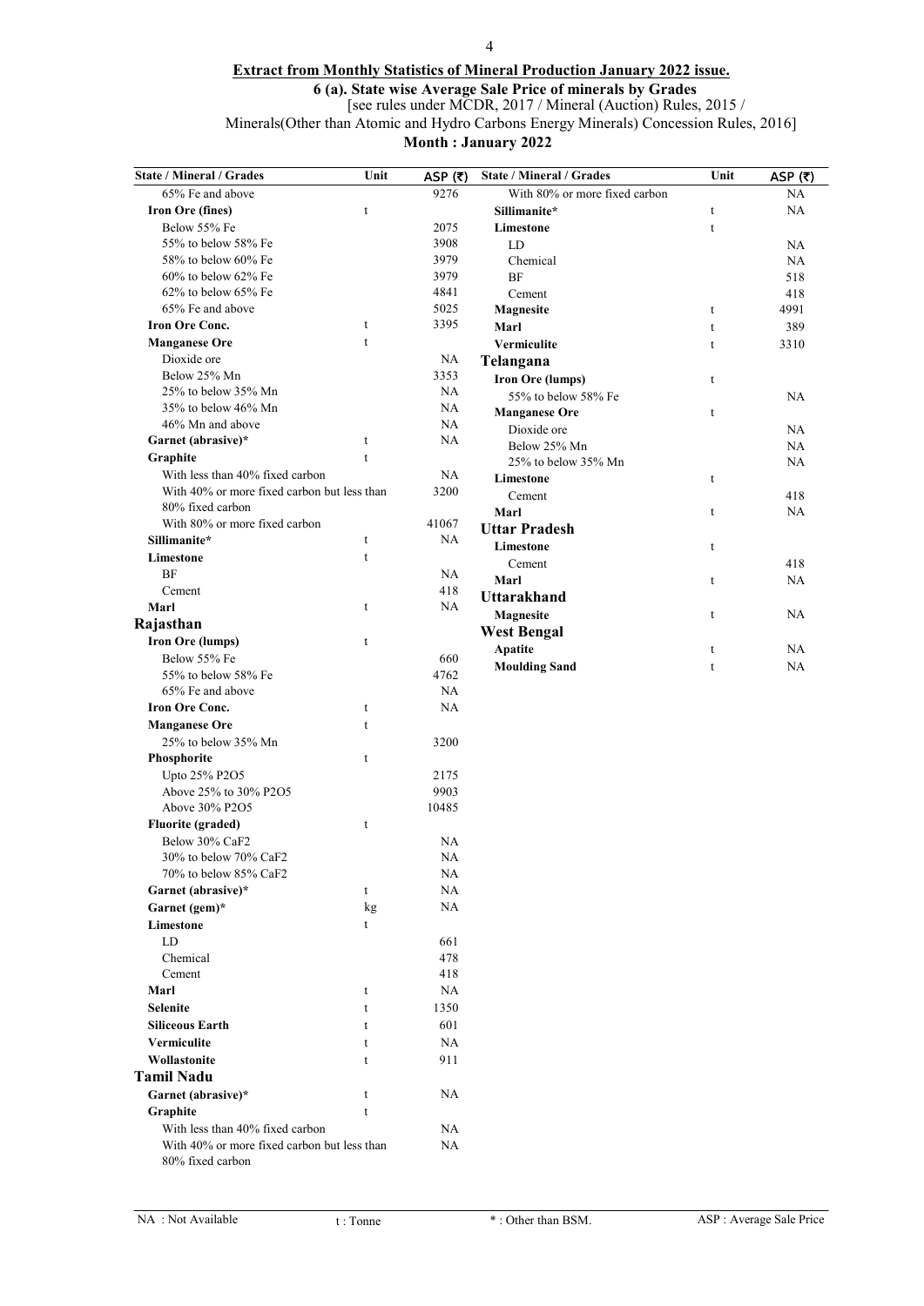**Extract from Monthly Statistics of Mineral Production January 2022 issue.**

**6 (a). State wise Average Sale Price of minerals by Grades**

[see rules under MCDR, 2017 / Mineral (Auction) Rules, 2015 / Minerals(Other than Atomic and Hydro Carbons Energy Minerals) Concession Rules, 2016]

**Month : January 2022**

| State / Mineral / Grades | Unit | ASP (₹) |
|---|---|---|
| 65% Fe and above | | 9276 |
| **Iron Ore (fines)** | t | |
| Below 55% Fe | | 2075 |
| 55% to below 58% Fe | | 3908 |
| 58% to below 60% Fe | | 3979 |
| 60% to below 62% Fe | | 3979 |
| 62% to below 65% Fe | | 4841 |
| 65% Fe and above | | 5025 |
| **Iron Ore Conc.** | t | 3395 |
| **Manganese Ore** | t | |
| Dioxide ore | | NA |
| Below 25% Mn | | 3353 |
| 25% to below 35% Mn | | NA |
| 35% to below 46% Mn | | NA |
| 46% Mn and above | | NA |
| **Garnet (abrasive)*** | t | NA |
| **Graphite** | t | |
| With less than 40% fixed carbon | | NA |
| With 40% or more fixed carbon but less than 80% fixed carbon | | 3200 |
| With 80% or more fixed carbon | | 41067 |
| **Sillimanite*** | t | NA |
| **Limestone** | t | |
| BF | | NA |
| Cement | | 418 |
| **Marl** | t | NA |
| **Rajasthan** | | |
| **Iron Ore (lumps)** | t | |
| Below 55% Fe | | 660 |
| 55% to below 58% Fe | | 4762 |
| 65% Fe and above | | NA |
| **Iron Ore Conc.** | t | NA |
| **Manganese Ore** | t | |
| 25% to below 35% Mn | | 3200 |
| **Phosphorite** | t | |
| Upto 25% P2O5 | | 2175 |
| Above 25% to 30% P2O5 | | 9903 |
| Above 30% P2O5 | | 10485 |
| **Fluorite (graded)** | t | |
| Below 30% CaF2 | | NA |
| 30% to below 70% CaF2 | | NA |
| 70% to below 85% CaF2 | | NA |
| **Garnet (abrasive)*** | t | NA |
| **Garnet (gem)*** | kg | NA |
| **Limestone** | t | |
| LD | | 661 |
| Chemical | | 478 |
| Cement | | 418 |
| **Marl** | t | NA |
| **Selenite** | t | 1350 |
| **Siliceous Earth** | t | 601 |
| **Vermiculite** | t | NA |
| **Wollastonite** | t | 911 |
| **Tamil Nadu** | | |
| **Garnet (abrasive)*** | t | NA |
| **Graphite** | t | |
| With less than 40% fixed carbon | | NA |
| With 40% or more fixed carbon but less than 80% fixed carbon | | NA |
| With 80% or more fixed carbon | | NA |
| **Sillimanite*** | t | NA |
| **Limestone** | t | |
| LD | | NA |
| Chemical | | NA |
| BF | | 518 |
| Cement | | 418 |
| **Magnesite** | t | 4991 |
| **Marl** | t | 389 |
| **Vermiculite** | t | 3310 |
| **Telangana** | | |
| **Iron Ore (lumps)** | t | |
| 55% to below 58% Fe | | NA |
| **Manganese Ore** | t | |
| Dioxide ore | | NA |
| Below 25% Mn | | NA |
| 25% to below 35% Mn | | NA |
| **Limestone** | t | |
| Cement | | 418 |
| **Marl** | t | NA |
| **Uttar Pradesh** | | |
| **Limestone** | t | |
| Cement | | 418 |
| **Marl** | t | NA |
| **Uttarakhand** | | |
| **Magnesite** | t | NA |
| **West Bengal** | | |
| **Apatite** | t | NA |
| **Moulding Sand** | t | NA |

NA : Not Available t : Tonne * : Other than BSM. ASP : Average Sale Price